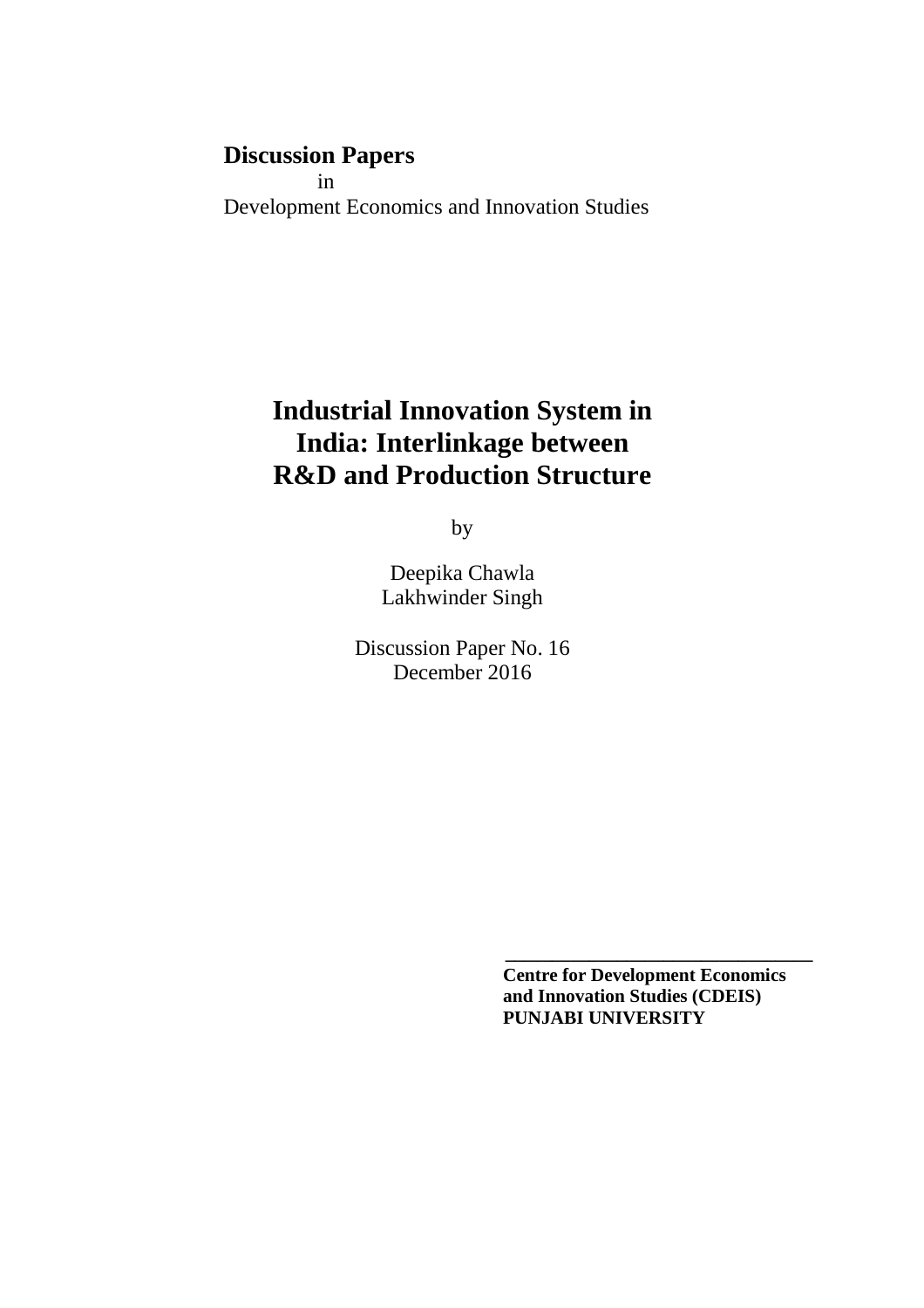**Discussion Papers**

in

Development Economics and Innovation Studies

# Industrial Innovation System in India: Interlinkage between R&D and Production Structure

by

Deepika Chawla
Lakhwinder Singh

Discussion Paper No. 16
December 2016

---

**Centre for Development Economics and Innovation Studies (CDEIS)**
**PUNJABI UNIVERSITY**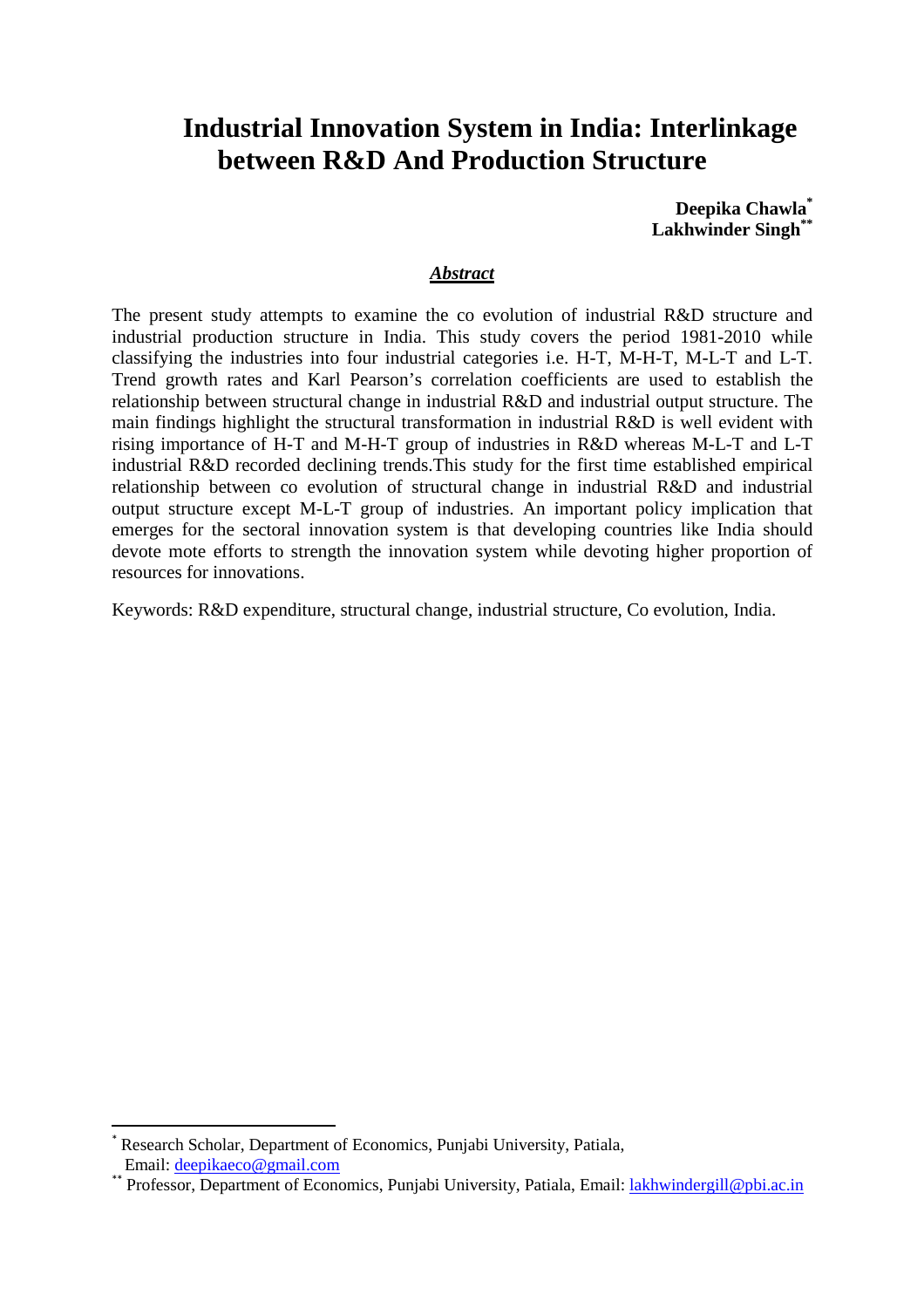# Industrial Innovation System in India: Interlinkage between R&D And Production Structure

**Deepika Chawla[*]**
**Lakhwinder Singh[**]**

## *Abstract*

The present study attempts to examine the co evolution of industrial R&D structure and industrial production structure in India. This study covers the period 1981-2010 while classifying the industries into four industrial categories i.e. H-T, M-H-T, M-L-T and L-T. Trend growth rates and Karl Pearson's correlation coefficients are used to establish the relationship between structural change in industrial R&D and industrial output structure. The main findings highlight the structural transformation in industrial R&D is well evident with rising importance of H-T and M-H-T group of industries in R&D whereas M-L-T and L-T industrial R&D recorded declining trends.This study for the first time established empirical relationship between co evolution of structural change in industrial R&D and industrial output structure except M-L-T group of industries. An important policy implication that emerges for the sectoral innovation system is that developing countries like India should devote mote efforts to strength the innovation system while devoting higher proportion of resources for innovations.

Keywords: R&D expenditure, structural change, industrial structure, Co evolution, India.

---

[*] Research Scholar, Department of Economics, Punjabi University, Patiala, Email: deepikaeco@gmail.com

[**] Professor, Department of Economics, Punjabi University, Patiala, Email: lakhwindergill@pbi.ac.in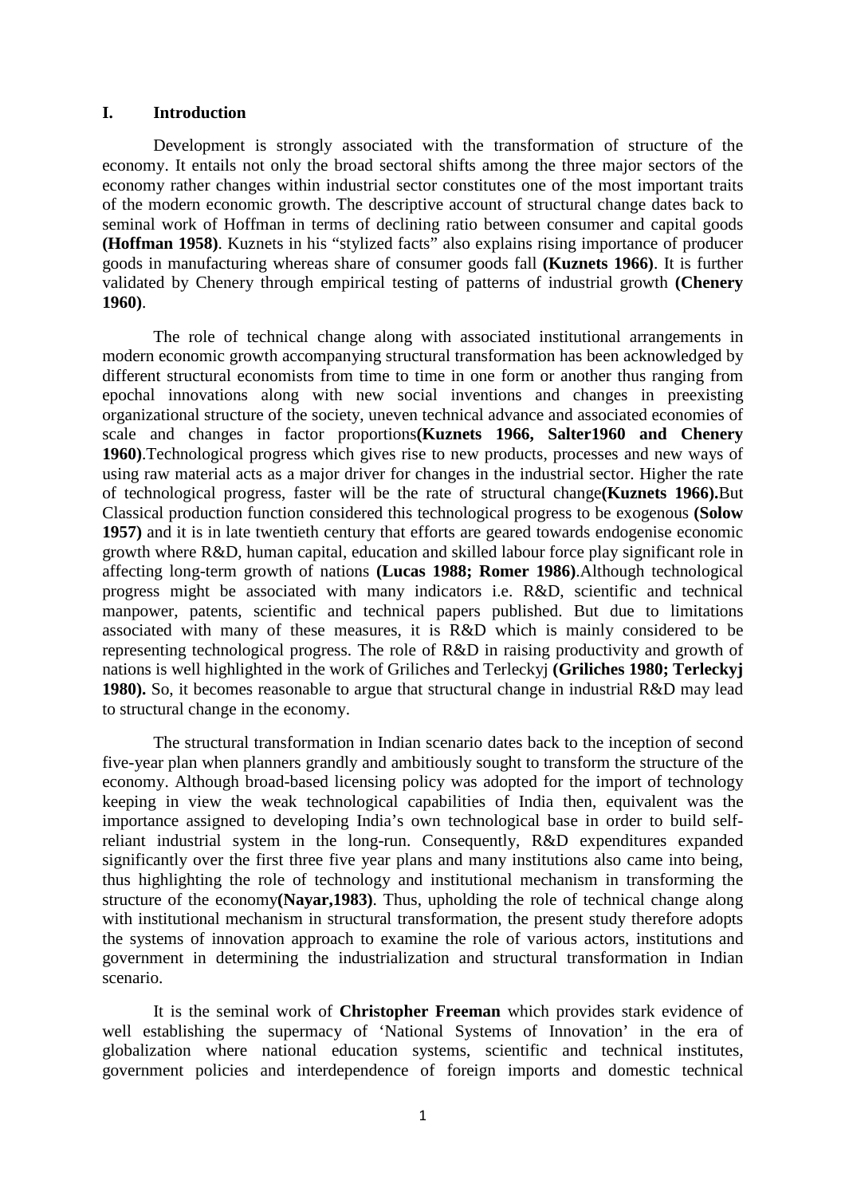## I. Introduction

Development is strongly associated with the transformation of structure of the economy. It entails not only the broad sectoral shifts among the three major sectors of the economy rather changes within industrial sector constitutes one of the most important traits of the modern economic growth. The descriptive account of structural change dates back to seminal work of Hoffman in terms of declining ratio between consumer and capital goods **(Hoffman 1958)**. Kuznets in his "stylized facts" also explains rising importance of producer goods in manufacturing whereas share of consumer goods fall **(Kuznets 1966)**. It is further validated by Chenery through empirical testing of patterns of industrial growth **(Chenery 1960)**.

The role of technical change along with associated institutional arrangements in modern economic growth accompanying structural transformation has been acknowledged by different structural economists from time to time in one form or another thus ranging from epochal innovations along with new social inventions and changes in preexisting organizational structure of the society, uneven technical advance and associated economies of scale and changes in factor proportions**(Kuznets 1966, Salter1960 and Chenery 1960)**.Technological progress which gives rise to new products, processes and new ways of using raw material acts as a major driver for changes in the industrial sector. Higher the rate of technological progress, faster will be the rate of structural change**(Kuznets 1966).**But Classical production function considered this technological progress to be exogenous **(Solow 1957)** and it is in late twentieth century that efforts are geared towards endogenise economic growth where R&D, human capital, education and skilled labour force play significant role in affecting long-term growth of nations **(Lucas 1988; Romer 1986)**.Although technological progress might be associated with many indicators i.e. R&D, scientific and technical manpower, patents, scientific and technical papers published. But due to limitations associated with many of these measures, it is R&D which is mainly considered to be representing technological progress. The role of R&D in raising productivity and growth of nations is well highlighted in the work of Griliches and Terleckyj **(Griliches 1980; Terleckyj 1980).** So, it becomes reasonable to argue that structural change in industrial R&D may lead to structural change in the economy.

The structural transformation in Indian scenario dates back to the inception of second five-year plan when planners grandly and ambitiously sought to transform the structure of the economy. Although broad-based licensing policy was adopted for the import of technology keeping in view the weak technological capabilities of India then, equivalent was the importance assigned to developing India's own technological base in order to build self-reliant industrial system in the long-run. Consequently, R&D expenditures expanded significantly over the first three five year plans and many institutions also came into being, thus highlighting the role of technology and institutional mechanism in transforming the structure of the economy**(Nayar,1983)**. Thus, upholding the role of technical change along with institutional mechanism in structural transformation, the present study therefore adopts the systems of innovation approach to examine the role of various actors, institutions and government in determining the industrialization and structural transformation in Indian scenario.

It is the seminal work of **Christopher Freeman** which provides stark evidence of well establishing the supermacy of 'National Systems of Innovation' in the era of globalization where national education systems, scientific and technical institutes, government policies and interdependence of foreign imports and domestic technical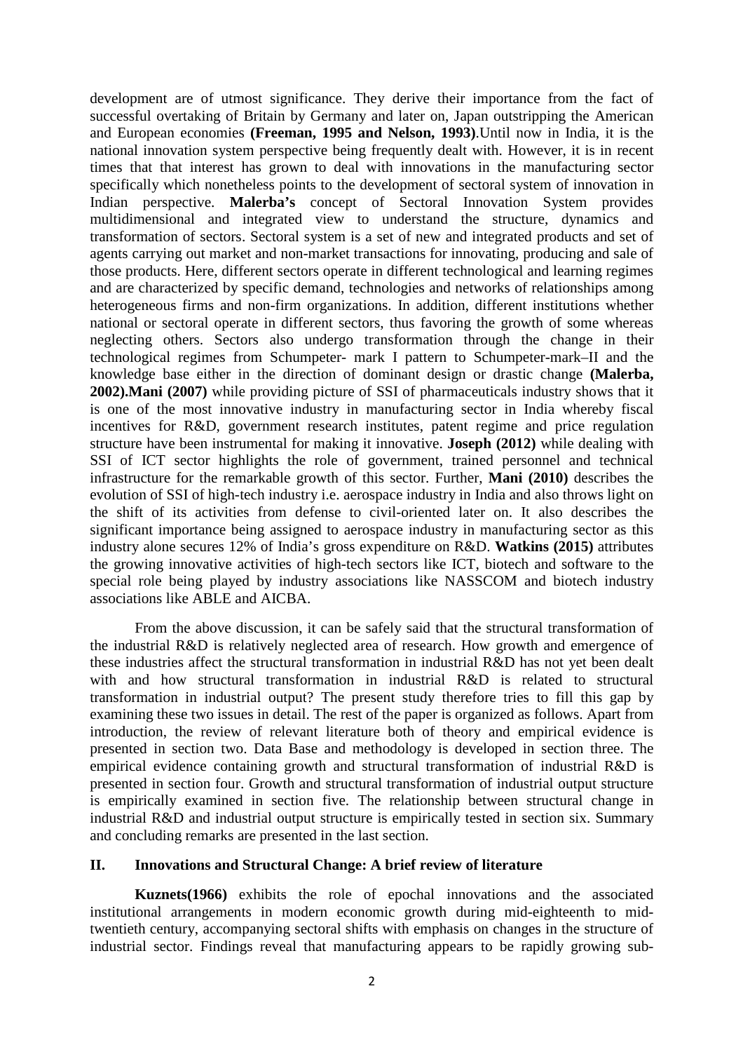development are of utmost significance. They derive their importance from the fact of successful overtaking of Britain by Germany and later on, Japan outstripping the American and European economies **(Freeman, 1995 and Nelson, 1993)**.Until now in India, it is the national innovation system perspective being frequently dealt with. However, it is in recent times that that interest has grown to deal with innovations in the manufacturing sector specifically which nonetheless points to the development of sectoral system of innovation in Indian perspective. **Malerba's** concept of Sectoral Innovation System provides multidimensional and integrated view to understand the structure, dynamics and transformation of sectors. Sectoral system is a set of new and integrated products and set of agents carrying out market and non-market transactions for innovating, producing and sale of those products. Here, different sectors operate in different technological and learning regimes and are characterized by specific demand, technologies and networks of relationships among heterogeneous firms and non-firm organizations. In addition, different institutions whether national or sectoral operate in different sectors, thus favoring the growth of some whereas neglecting others. Sectors also undergo transformation through the change in their technological regimes from Schumpeter- mark I pattern to Schumpeter-mark–II and the knowledge base either in the direction of dominant design or drastic change **(Malerba, 2002).Mani (2007)** while providing picture of SSI of pharmaceuticals industry shows that it is one of the most innovative industry in manufacturing sector in India whereby fiscal incentives for R&D, government research institutes, patent regime and price regulation structure have been instrumental for making it innovative. **Joseph (2012)** while dealing with SSI of ICT sector highlights the role of government, trained personnel and technical infrastructure for the remarkable growth of this sector. Further, **Mani (2010)** describes the evolution of SSI of high-tech industry i.e. aerospace industry in India and also throws light on the shift of its activities from defense to civil-oriented later on. It also describes the significant importance being assigned to aerospace industry in manufacturing sector as this industry alone secures 12% of India's gross expenditure on R&D. **Watkins (2015)** attributes the growing innovative activities of high-tech sectors like ICT, biotech and software to the special role being played by industry associations like NASSCOM and biotech industry associations like ABLE and AICBA.

From the above discussion, it can be safely said that the structural transformation of the industrial R&D is relatively neglected area of research. How growth and emergence of these industries affect the structural transformation in industrial R&D has not yet been dealt with and how structural transformation in industrial R&D is related to structural transformation in industrial output? The present study therefore tries to fill this gap by examining these two issues in detail. The rest of the paper is organized as follows. Apart from introduction, the review of relevant literature both of theory and empirical evidence is presented in section two. Data Base and methodology is developed in section three. The empirical evidence containing growth and structural transformation of industrial R&D is presented in section four. Growth and structural transformation of industrial output structure is empirically examined in section five. The relationship between structural change in industrial R&D and industrial output structure is empirically tested in section six. Summary and concluding remarks are presented in the last section.

## II. Innovations and Structural Change: A brief review of literature

**Kuznets(1966)** exhibits the role of epochal innovations and the associated institutional arrangements in modern economic growth during mid-eighteenth to mid-twentieth century, accompanying sectoral shifts with emphasis on changes in the structure of industrial sector. Findings reveal that manufacturing appears to be rapidly growing sub-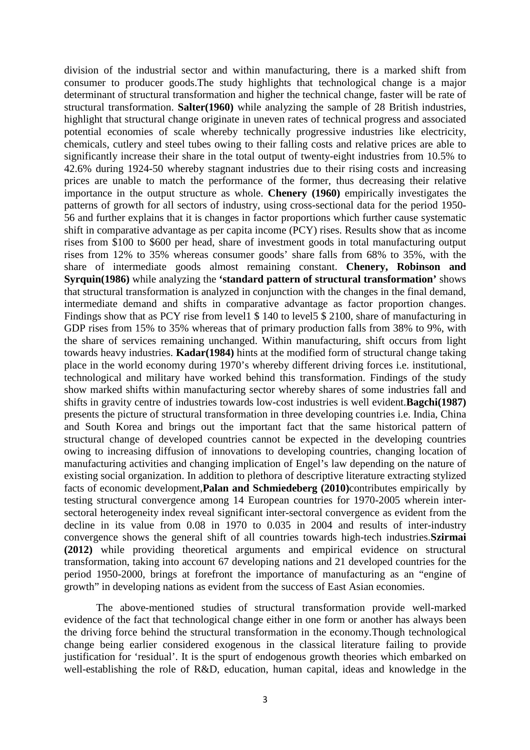division of the industrial sector and within manufacturing, there is a marked shift from consumer to producer goods.The study highlights that technological change is a major determinant of structural transformation and higher the technical change, faster will be rate of structural transformation. **Salter(1960)** while analyzing the sample of 28 British industries, highlight that structural change originate in uneven rates of technical progress and associated potential economies of scale whereby technically progressive industries like electricity, chemicals, cutlery and steel tubes owing to their falling costs and relative prices are able to significantly increase their share in the total output of twenty-eight industries from 10.5% to 42.6% during 1924-50 whereby stagnant industries due to their rising costs and increasing prices are unable to match the performance of the former, thus decreasing their relative importance in the output structure as whole. **Chenery (1960)** empirically investigates the patterns of growth for all sectors of industry, using cross-sectional data for the period 1950-56 and further explains that it is changes in factor proportions which further cause systematic shift in comparative advantage as per capita income (PCY) rises. Results show that as income rises from \$100 to \$600 per head, share of investment goods in total manufacturing output rises from 12% to 35% whereas consumer goods' share falls from 68% to 35%, with the share of intermediate goods almost remaining constant. **Chenery, Robinson and Syrquin(1986)** while analyzing the **'standard pattern of structural transformation'** shows that structural transformation is analyzed in conjunction with the changes in the final demand, intermediate demand and shifts in comparative advantage as factor proportion changes. Findings show that as PCY rise from level1 \$ 140 to level5 \$ 2100, share of manufacturing in GDP rises from 15% to 35% whereas that of primary production falls from 38% to 9%, with the share of services remaining unchanged. Within manufacturing, shift occurs from light towards heavy industries. **Kadar(1984)** hints at the modified form of structural change taking place in the world economy during 1970's whereby different driving forces i.e. institutional, technological and military have worked behind this transformation. Findings of the study show marked shifts within manufacturing sector whereby shares of some industries fall and shifts in gravity centre of industries towards low-cost industries is well evident.**Bagchi(1987)** presents the picture of structural transformation in three developing countries i.e. India, China and South Korea and brings out the important fact that the same historical pattern of structural change of developed countries cannot be expected in the developing countries owing to increasing diffusion of innovations to developing countries, changing location of manufacturing activities and changing implication of Engel's law depending on the nature of existing social organization. In addition to plethora of descriptive literature extracting stylized facts of economic development,**Palan and Schmiedeberg (2010)**contributes empirically by testing structural convergence among 14 European countries for 1970-2005 wherein inter-sectoral heterogeneity index reveal significant inter-sectoral convergence as evident from the decline in its value from 0.08 in 1970 to 0.035 in 2004 and results of inter-industry convergence shows the general shift of all countries towards high-tech industries.**Szirmai (2012)** while providing theoretical arguments and empirical evidence on structural transformation, taking into account 67 developing nations and 21 developed countries for the period 1950-2000, brings at forefront the importance of manufacturing as an "engine of growth" in developing nations as evident from the success of East Asian economies.

The above-mentioned studies of structural transformation provide well-marked evidence of the fact that technological change either in one form or another has always been the driving force behind the structural transformation in the economy.Though technological change being earlier considered exogenous in the classical literature failing to provide justification for 'residual'. It is the spurt of endogenous growth theories which embarked on well-establishing the role of R&D, education, human capital, ideas and knowledge in the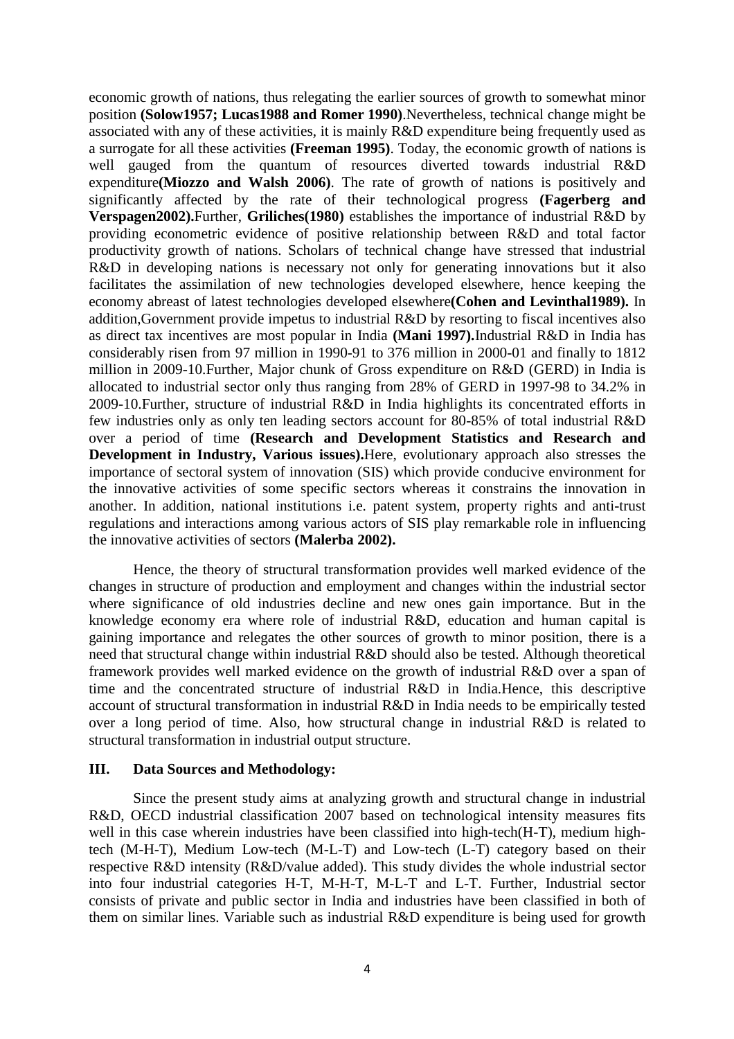economic growth of nations, thus relegating the earlier sources of growth to somewhat minor position **(Solow1957; Lucas1988 and Romer 1990)**.Nevertheless, technical change might be associated with any of these activities, it is mainly R&D expenditure being frequently used as a surrogate for all these activities **(Freeman 1995)**. Today, the economic growth of nations is well gauged from the quantum of resources diverted towards industrial R&D expenditure**(Miozzo and Walsh 2006)**. The rate of growth of nations is positively and significantly affected by the rate of their technological progress **(Fagerberg and Verspagen2002).**Further, **Griliches(1980)** establishes the importance of industrial R&D by providing econometric evidence of positive relationship between R&D and total factor productivity growth of nations. Scholars of technical change have stressed that industrial R&D in developing nations is necessary not only for generating innovations but it also facilitates the assimilation of new technologies developed elsewhere, hence keeping the economy abreast of latest technologies developed elsewhere**(Cohen and Levinthal1989).** In addition,Government provide impetus to industrial R&D by resorting to fiscal incentives also as direct tax incentives are most popular in India **(Mani 1997).**Industrial R&D in India has considerably risen from 97 million in 1990-91 to 376 million in 2000-01 and finally to 1812 million in 2009-10.Further, Major chunk of Gross expenditure on R&D (GERD) in India is allocated to industrial sector only thus ranging from 28% of GERD in 1997-98 to 34.2% in 2009-10.Further, structure of industrial R&D in India highlights its concentrated efforts in few industries only as only ten leading sectors account for 80-85% of total industrial R&D over a period of time **(Research and Development Statistics and Research and Development in Industry, Various issues).**Here, evolutionary approach also stresses the importance of sectoral system of innovation (SIS) which provide conducive environment for the innovative activities of some specific sectors whereas it constrains the innovation in another. In addition, national institutions i.e. patent system, property rights and anti-trust regulations and interactions among various actors of SIS play remarkable role in influencing the innovative activities of sectors **(Malerba 2002).**

Hence, the theory of structural transformation provides well marked evidence of the changes in structure of production and employment and changes within the industrial sector where significance of old industries decline and new ones gain importance. But in the knowledge economy era where role of industrial R&D, education and human capital is gaining importance and relegates the other sources of growth to minor position, there is a need that structural change within industrial R&D should also be tested. Although theoretical framework provides well marked evidence on the growth of industrial R&D over a span of time and the concentrated structure of industrial R&D in India.Hence, this descriptive account of structural transformation in industrial R&D in India needs to be empirically tested over a long period of time. Also, how structural change in industrial R&D is related to structural transformation in industrial output structure.

## III. Data Sources and Methodology:

Since the present study aims at analyzing growth and structural change in industrial R&D, OECD industrial classification 2007 based on technological intensity measures fits well in this case wherein industries have been classified into high-tech(H-T), medium high-tech (M-H-T), Medium Low-tech (M-L-T) and Low-tech (L-T) category based on their respective R&D intensity (R&D/value added). This study divides the whole industrial sector into four industrial categories H-T, M-H-T, M-L-T and L-T. Further, Industrial sector consists of private and public sector in India and industries have been classified in both of them on similar lines. Variable such as industrial R&D expenditure is being used for growth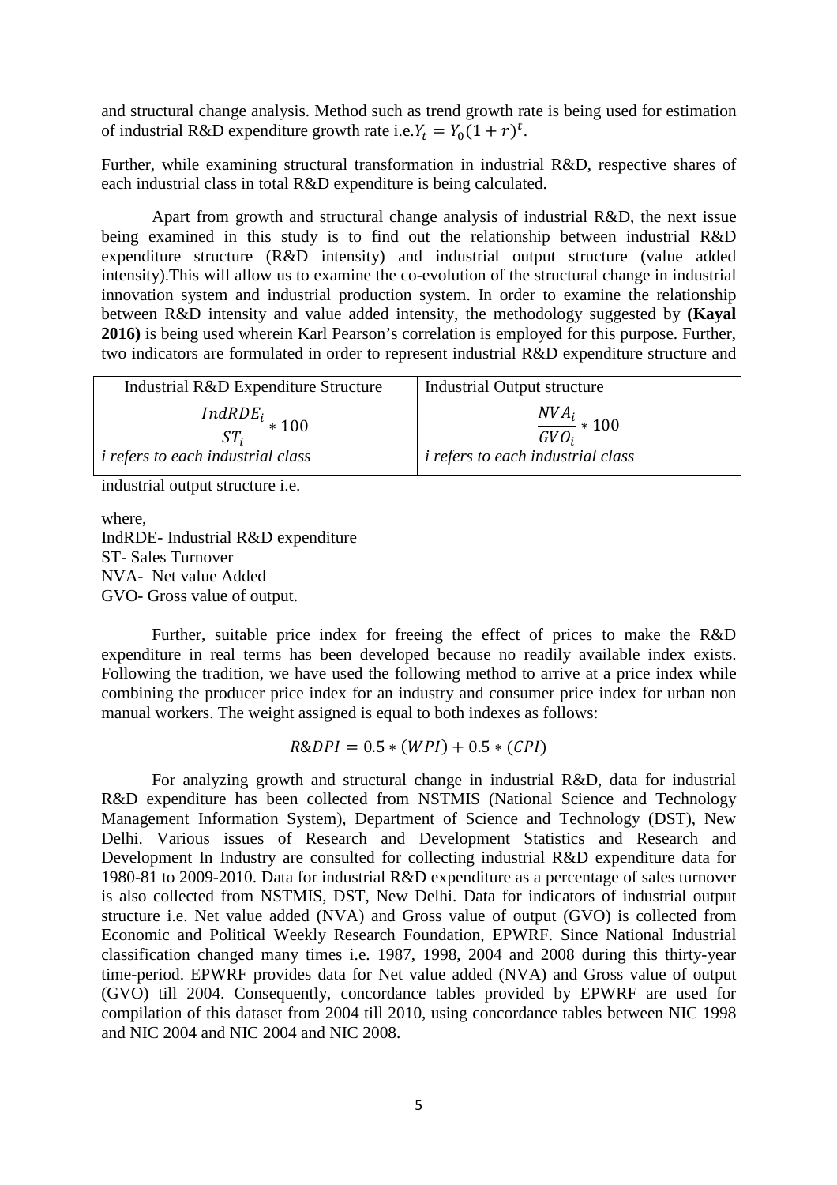and structural change analysis. Method such as trend growth rate is being used for estimation of industrial R&D expenditure growth rate i.e.$Y_t = Y_0(1 + r)^t$.

Further, while examining structural transformation in industrial R&D, respective shares of each industrial class in total R&D expenditure is being calculated.

Apart from growth and structural change analysis of industrial R&D, the next issue being examined in this study is to find out the relationship between industrial R&D expenditure structure (R&D intensity) and industrial output structure (value added intensity).This will allow us to examine the co-evolution of the structural change in industrial innovation system and industrial production system. In order to examine the relationship between R&D intensity and value added intensity, the methodology suggested by **(Kayal 2016)** is being used wherein Karl Pearson's correlation is employed for this purpose. Further, two indicators are formulated in order to represent industrial R&D expenditure structure and industrial output structure i.e.

| Industrial R&D Expenditure Structure | Industrial Output structure |
| --- | --- |
| $\frac{IndRDE_i}{ST_i} * 100$ *i refers to each industrial class* | $\frac{NVA_i}{GVO_i} * 100$ *i refers to each industrial class* |

where,
IndRDE- Industrial R&D expenditure
ST- Sales Turnover
NVA- Net value Added
GVO- Gross value of output.

Further, suitable price index for freeing the effect of prices to make the R&D expenditure in real terms has been developed because no readily available index exists. Following the tradition, we have used the following method to arrive at a price index while combining the producer price index for an industry and consumer price index for urban non manual workers. The weight assigned is equal to both indexes as follows:

$$R\&DPI = 0.5 * (WPI) + 0.5 * (CPI)$$

For analyzing growth and structural change in industrial R&D, data for industrial R&D expenditure has been collected from NSTMIS (National Science and Technology Management Information System), Department of Science and Technology (DST), New Delhi. Various issues of Research and Development Statistics and Research and Development In Industry are consulted for collecting industrial R&D expenditure data for 1980-81 to 2009-2010. Data for industrial R&D expenditure as a percentage of sales turnover is also collected from NSTMIS, DST, New Delhi. Data for indicators of industrial output structure i.e. Net value added (NVA) and Gross value of output (GVO) is collected from Economic and Political Weekly Research Foundation, EPWRF. Since National Industrial classification changed many times i.e. 1987, 1998, 2004 and 2008 during this thirty-year time-period. EPWRF provides data for Net value added (NVA) and Gross value of output (GVO) till 2004. Consequently, concordance tables provided by EPWRF are used for compilation of this dataset from 2004 till 2010, using concordance tables between NIC 1998 and NIC 2004 and NIC 2004 and NIC 2008.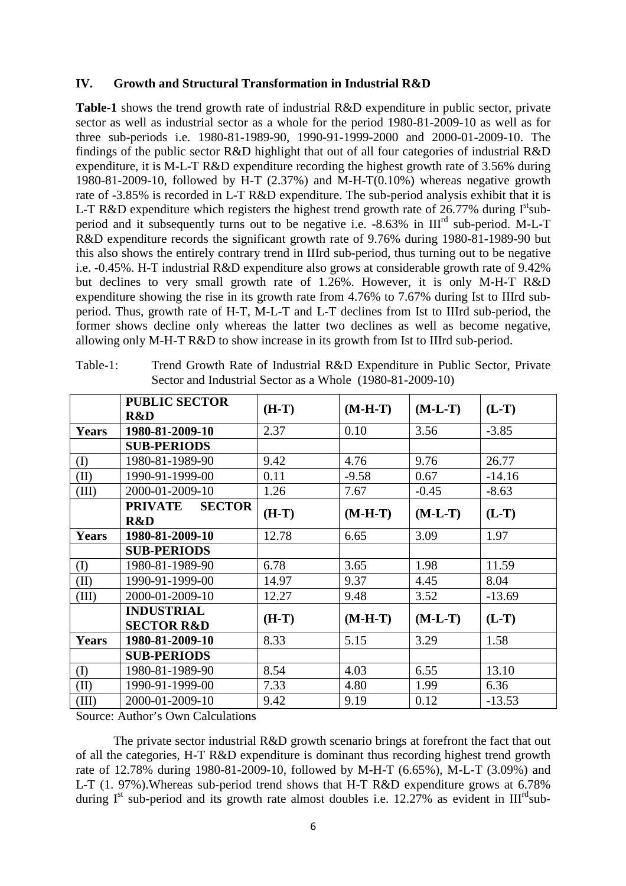## IV. Growth and Structural Transformation in Industrial R&D

**Table-1** shows the trend growth rate of industrial R&D expenditure in public sector, private sector as well as industrial sector as a whole for the period 1980-81-2009-10 as well as for three sub-periods i.e. 1980-81-1989-90, 1990-91-1999-2000 and 2000-01-2009-10. The findings of the public sector R&D highlight that out of all four categories of industrial R&D expenditure, it is M-L-T R&D expenditure recording the highest growth rate of 3.56% during 1980-81-2009-10, followed by H-T (2.37%) and M-H-T(0.10%) whereas negative growth rate of -3.85% is recorded in L-T R&D expenditure. The sub-period analysis exhibit that it is L-T R&D expenditure which registers the highest trend growth rate of 26.77% during I[st]sub-period and it subsequently turns out to be negative i.e. -8.63% in III[rd] sub-period. M-L-T R&D expenditure records the significant growth rate of 9.76% during 1980-81-1989-90 but this also shows the entirely contrary trend in IIIrd sub-period, thus turning out to be negative i.e. -0.45%. H-T industrial R&D expenditure also grows at considerable growth rate of 9.42% but declines to very small growth rate of 1.26%. However, it is only M-H-T R&D expenditure showing the rise in its growth rate from 4.76% to 7.67% during Ist to IIIrd sub-period. Thus, growth rate of H-T, M-L-T and L-T declines from Ist to IIIrd sub-period, the former shows decline only whereas the latter two declines as well as become negative, allowing only M-H-T R&D to show increase in its growth from Ist to IIIrd sub-period.

Table-1: Trend Growth Rate of Industrial R&D Expenditure in Public Sector, Private Sector and Industrial Sector as a Whole (1980-81-2009-10)

| | **PUBLIC SECTOR R&D** | **(H-T)** | **(M-H-T)** | **(M-L-T)** | **(L-T)** |
|---|---|---|---|---|---|
| **Years** | **1980-81-2009-10** | 2.37 | 0.10 | 3.56 | -3.85 |
| | **SUB-PERIODS** | | | | |
| (I) | 1980-81-1989-90 | 9.42 | 4.76 | 9.76 | 26.77 |
| (II) | 1990-91-1999-00 | 0.11 | -9.58 | 0.67 | -14.16 |
| (III) | 2000-01-2009-10 | 1.26 | 7.67 | -0.45 | -8.63 |
| | **PRIVATE SECTOR R&D** | **(H-T)** | **(M-H-T)** | **(M-L-T)** | **(L-T)** |
| **Years** | **1980-81-2009-10** | 12.78 | 6.65 | 3.09 | 1.97 |
| | **SUB-PERIODS** | | | | |
| (I) | 1980-81-1989-90 | 6.78 | 3.65 | 1.98 | 11.59 |
| (II) | 1990-91-1999-00 | 14.97 | 9.37 | 4.45 | 8.04 |
| (III) | 2000-01-2009-10 | 12.27 | 9.48 | 3.52 | -13.69 |
| | **INDUSTRIAL SECTOR R&D** | **(H-T)** | **(M-H-T)** | **(M-L-T)** | **(L-T)** |
| **Years** | **1980-81-2009-10** | 8.33 | 5.15 | 3.29 | 1.58 |
| | **SUB-PERIODS** | | | | |
| (I) | 1980-81-1989-90 | 8.54 | 4.03 | 6.55 | 13.10 |
| (II) | 1990-91-1999-00 | 7.33 | 4.80 | 1.99 | 6.36 |
| (III) | 2000-01-2009-10 | 9.42 | 9.19 | 0.12 | -13.53 |

Source: Author's Own Calculations

The private sector industrial R&D growth scenario brings at forefront the fact that out of all the categories, H-T R&D expenditure is dominant thus recording highest trend growth rate of 12.78% during 1980-81-2009-10, followed by M-H-T (6.65%), M-L-T (3.09%) and L-T (1. 97%).Whereas sub-period trend shows that H-T R&D expenditure grows at 6.78% during I[st] sub-period and its growth rate almost doubles i.e. 12.27% as evident in III[rd]sub-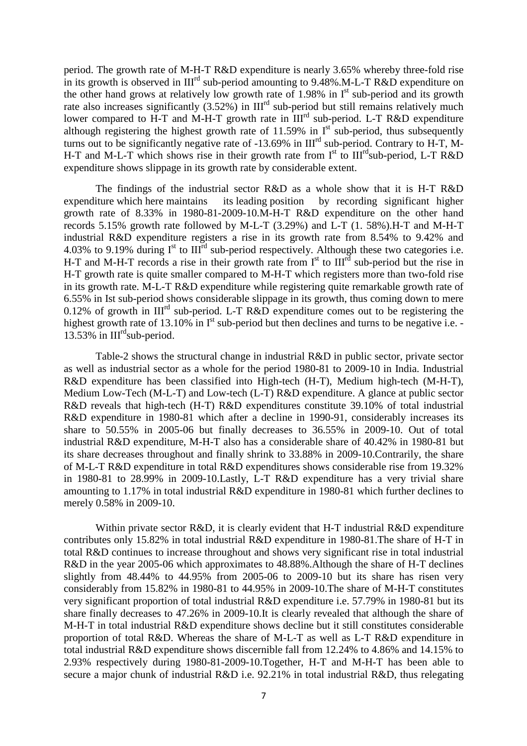period. The growth rate of M-H-T R&D expenditure is nearly 3.65% whereby three-fold rise in its growth is observed in III[rd] sub-period amounting to 9.48%.M-L-T R&D expenditure on the other hand grows at relatively low growth rate of 1.98% in I[st] sub-period and its growth rate also increases significantly (3.52%) in III[rd] sub-period but still remains relatively much lower compared to H-T and M-H-T growth rate in III[rd] sub-period. L-T R&D expenditure although registering the highest growth rate of 11.59% in I[st] sub-period, thus subsequently turns out to be significantly negative rate of -13.69% in III[rd] sub-period. Contrary to H-T, M-H-T and M-L-T which shows rise in their growth rate from I[st] to III[rd]sub-period, L-T R&D expenditure shows slippage in its growth rate by considerable extent.

The findings of the industrial sector R&D as a whole show that it is H-T R&D expenditure which here maintains its leading position by recording significant higher growth rate of 8.33% in 1980-81-2009-10.M-H-T R&D expenditure on the other hand records 5.15% growth rate followed by M-L-T (3.29%) and L-T (1. 58%).H-T and M-H-T industrial R&D expenditure registers a rise in its growth rate from 8.54% to 9.42% and 4.03% to 9.19% during I[st] to III[rd] sub-period respectively. Although these two categories i.e. H-T and M-H-T records a rise in their growth rate from I[st] to III[rd] sub-period but the rise in H-T growth rate is quite smaller compared to M-H-T which registers more than two-fold rise in its growth rate. M-L-T R&D expenditure while registering quite remarkable growth rate of 6.55% in Ist sub-period shows considerable slippage in its growth, thus coming down to mere 0.12% of growth in III[rd] sub-period. L-T R&D expenditure comes out to be registering the highest growth rate of 13.10% in I[st] sub-period but then declines and turns to be negative i.e. -13.53% in III[rd]sub-period.

Table-2 shows the structural change in industrial R&D in public sector, private sector as well as industrial sector as a whole for the period 1980-81 to 2009-10 in India. Industrial R&D expenditure has been classified into High-tech (H-T), Medium high-tech (M-H-T), Medium Low-Tech (M-L-T) and Low-tech (L-T) R&D expenditure. A glance at public sector R&D reveals that high-tech (H-T) R&D expenditures constitute 39.10% of total industrial R&D expenditure in 1980-81 which after a decline in 1990-91, considerably increases its share to 50.55% in 2005-06 but finally decreases to 36.55% in 2009-10. Out of total industrial R&D expenditure, M-H-T also has a considerable share of 40.42% in 1980-81 but its share decreases throughout and finally shrink to 33.88% in 2009-10.Contrarily, the share of M-L-T R&D expenditure in total R&D expenditures shows considerable rise from 19.32% in 1980-81 to 28.99% in 2009-10.Lastly, L-T R&D expenditure has a very trivial share amounting to 1.17% in total industrial R&D expenditure in 1980-81 which further declines to merely 0.58% in 2009-10.

Within private sector R&D, it is clearly evident that H-T industrial R&D expenditure contributes only 15.82% in total industrial R&D expenditure in 1980-81.The share of H-T in total R&D continues to increase throughout and shows very significant rise in total industrial R&D in the year 2005-06 which approximates to 48.88%.Although the share of H-T declines slightly from 48.44% to 44.95% from 2005-06 to 2009-10 but its share has risen very considerably from 15.82% in 1980-81 to 44.95% in 2009-10.The share of M-H-T constitutes very significant proportion of total industrial R&D expenditure i.e. 57.79% in 1980-81 but its share finally decreases to 47.26% in 2009-10.It is clearly revealed that although the share of M-H-T in total industrial R&D expenditure shows decline but it still constitutes considerable proportion of total R&D. Whereas the share of M-L-T as well as L-T R&D expenditure in total industrial R&D expenditure shows discernible fall from 12.24% to 4.86% and 14.15% to 2.93% respectively during 1980-81-2009-10.Together, H-T and M-H-T has been able to secure a major chunk of industrial R&D i.e. 92.21% in total industrial R&D, thus relegating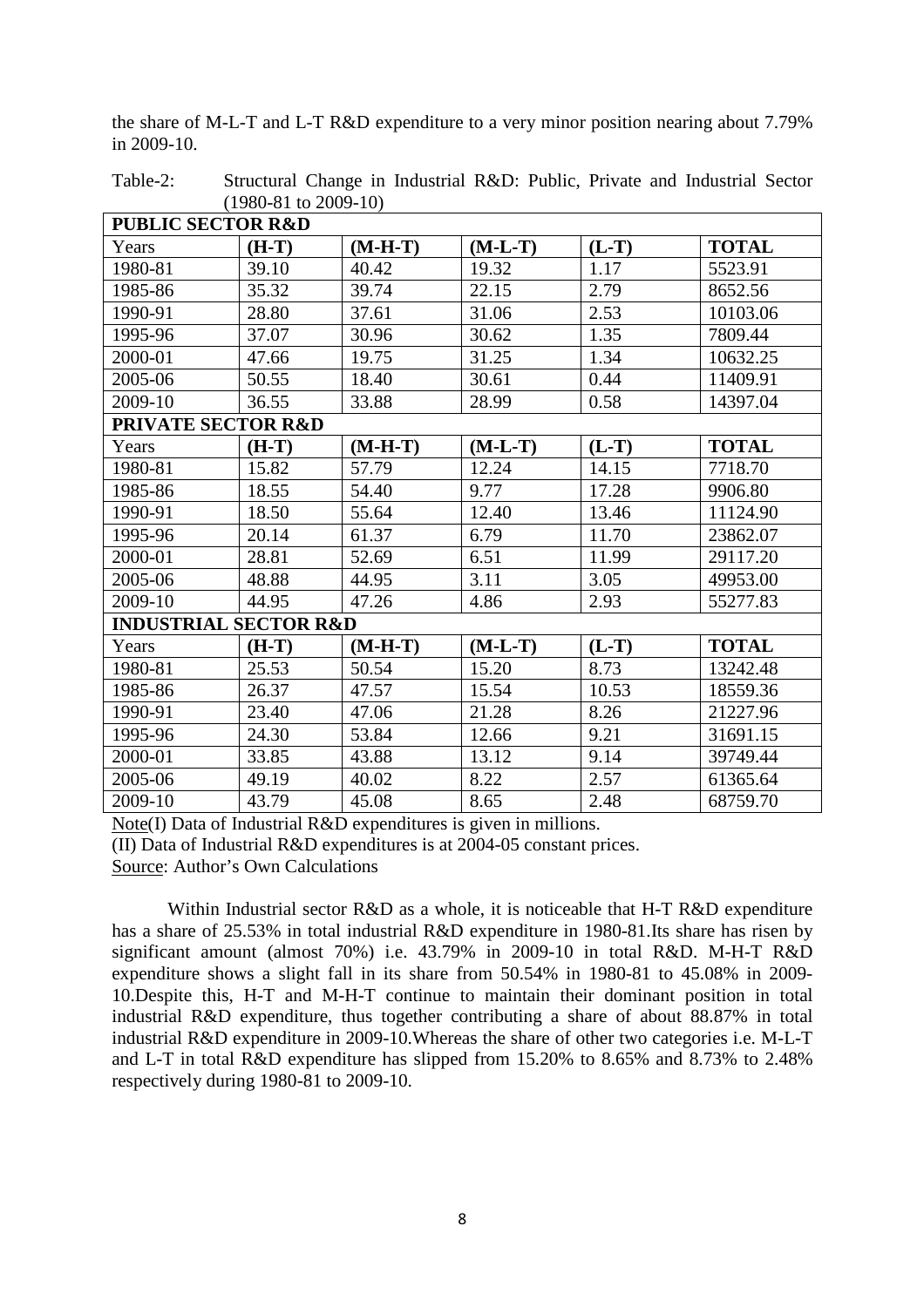the share of M-L-T and L-T R&D expenditure to a very minor position nearing about 7.79% in 2009-10.

Table-2: Structural Change in Industrial R&D: Public, Private and Industrial Sector (1980-81 to 2009-10)

| **PUBLIC SECTOR R&D** | | | | | |
|---|---|---|---|---|---|
| Years | **(H-T)** | **(M-H-T)** | **(M-L-T)** | **(L-T)** | **TOTAL** |
| 1980-81 | 39.10 | 40.42 | 19.32 | 1.17 | 5523.91 |
| 1985-86 | 35.32 | 39.74 | 22.15 | 2.79 | 8652.56 |
| 1990-91 | 28.80 | 37.61 | 31.06 | 2.53 | 10103.06 |
| 1995-96 | 37.07 | 30.96 | 30.62 | 1.35 | 7809.44 |
| 2000-01 | 47.66 | 19.75 | 31.25 | 1.34 | 10632.25 |
| 2005-06 | 50.55 | 18.40 | 30.61 | 0.44 | 11409.91 |
| 2009-10 | 36.55 | 33.88 | 28.99 | 0.58 | 14397.04 |
| **PRIVATE SECTOR R&D** | | | | | |
| Years | **(H-T)** | **(M-H-T)** | **(M-L-T)** | **(L-T)** | **TOTAL** |
| 1980-81 | 15.82 | 57.79 | 12.24 | 14.15 | 7718.70 |
| 1985-86 | 18.55 | 54.40 | 9.77 | 17.28 | 9906.80 |
| 1990-91 | 18.50 | 55.64 | 12.40 | 13.46 | 11124.90 |
| 1995-96 | 20.14 | 61.37 | 6.79 | 11.70 | 23862.07 |
| 2000-01 | 28.81 | 52.69 | 6.51 | 11.99 | 29117.20 |
| 2005-06 | 48.88 | 44.95 | 3.11 | 3.05 | 49953.00 |
| 2009-10 | 44.95 | 47.26 | 4.86 | 2.93 | 55277.83 |
| **INDUSTRIAL SECTOR R&D** | | | | | |
| Years | **(H-T)** | **(M-H-T)** | **(M-L-T)** | **(L-T)** | **TOTAL** |
| 1980-81 | 25.53 | 50.54 | 15.20 | 8.73 | 13242.48 |
| 1985-86 | 26.37 | 47.57 | 15.54 | 10.53 | 18559.36 |
| 1990-91 | 23.40 | 47.06 | 21.28 | 8.26 | 21227.96 |
| 1995-96 | 24.30 | 53.84 | 12.66 | 9.21 | 31691.15 |
| 2000-01 | 33.85 | 43.88 | 13.12 | 9.14 | 39749.44 |
| 2005-06 | 49.19 | 40.02 | 8.22 | 2.57 | 61365.64 |
| 2009-10 | 43.79 | 45.08 | 8.65 | 2.48 | 68759.70 |

Note(I) Data of Industrial R&D expenditures is given in millions.

(II) Data of Industrial R&D expenditures is at 2004-05 constant prices.

Source: Author's Own Calculations

Within Industrial sector R&D as a whole, it is noticeable that H-T R&D expenditure has a share of 25.53% in total industrial R&D expenditure in 1980-81.Its share has risen by significant amount (almost 70%) i.e. 43.79% in 2009-10 in total R&D. M-H-T R&D expenditure shows a slight fall in its share from 50.54% in 1980-81 to 45.08% in 2009-10.Despite this, H-T and M-H-T continue to maintain their dominant position in total industrial R&D expenditure, thus together contributing a share of about 88.87% in total industrial R&D expenditure in 2009-10.Whereas the share of other two categories i.e. M-L-T and L-T in total R&D expenditure has slipped from 15.20% to 8.65% and 8.73% to 2.48% respectively during 1980-81 to 2009-10.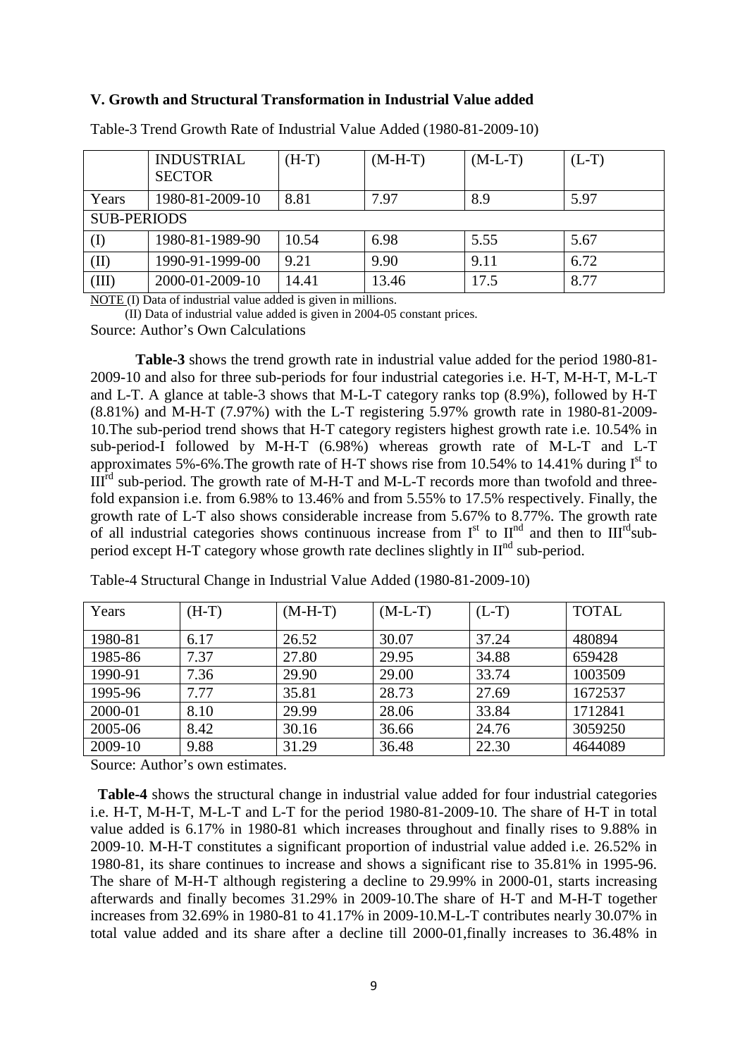### V. Growth and Structural Transformation in Industrial Value added

Table-3 Trend Growth Rate of Industrial Value Added (1980-81-2009-10)

| | INDUSTRIAL SECTOR | (H-T) | (M-H-T) | (M-L-T) | (L-T) |
|---|---|---|---|---|---|
| Years | 1980-81-2009-10 | 8.81 | 7.97 | 8.9 | 5.97 |
| SUB-PERIODS | | | | | |
| (I) | 1980-81-1989-90 | 10.54 | 6.98 | 5.55 | 5.67 |
| (II) | 1990-91-1999-00 | 9.21 | 9.90 | 9.11 | 6.72 |
| (III) | 2000-01-2009-10 | 14.41 | 13.46 | 17.5 | 8.77 |

NOTE (I) Data of industrial value added is given in millions.

(II) Data of industrial value added is given in 2004-05 constant prices.

Source: Author's Own Calculations

**Table-3** shows the trend growth rate in industrial value added for the period 1980-81-2009-10 and also for three sub-periods for four industrial categories i.e. H-T, M-H-T, M-L-T and L-T. A glance at table-3 shows that M-L-T category ranks top (8.9%), followed by H-T (8.81%) and M-H-T (7.97%) with the L-T registering 5.97% growth rate in 1980-81-2009-10.The sub-period trend shows that H-T category registers highest growth rate i.e. 10.54% in sub-period-I followed by M-H-T (6.98%) whereas growth rate of M-L-T and L-T approximates 5%-6%.The growth rate of H-T shows rise from 10.54% to 14.41% during I[st] to III[rd] sub-period. The growth rate of M-H-T and M-L-T records more than twofold and three-fold expansion i.e. from 6.98% to 13.46% and from 5.55% to 17.5% respectively. Finally, the growth rate of L-T also shows considerable increase from 5.67% to 8.77%. The growth rate of all industrial categories shows continuous increase from I[st] to II[nd] and then to III[rd] sub-period except H-T category whose growth rate declines slightly in II[nd] sub-period.

Table-4 Structural Change in Industrial Value Added (1980-81-2009-10)

| Years | (H-T) | (M-H-T) | (M-L-T) | (L-T) | TOTAL |
|---|---|---|---|---|---|
| 1980-81 | 6.17 | 26.52 | 30.07 | 37.24 | 480894 |
| 1985-86 | 7.37 | 27.80 | 29.95 | 34.88 | 659428 |
| 1990-91 | 7.36 | 29.90 | 29.00 | 33.74 | 1003509 |
| 1995-96 | 7.77 | 35.81 | 28.73 | 27.69 | 1672537 |
| 2000-01 | 8.10 | 29.99 | 28.06 | 33.84 | 1712841 |
| 2005-06 | 8.42 | 30.16 | 36.66 | 24.76 | 3059250 |
| 2009-10 | 9.88 | 31.29 | 36.48 | 22.30 | 4644089 |

Source: Author's own estimates.

**Table-4** shows the structural change in industrial value added for four industrial categories i.e. H-T, M-H-T, M-L-T and L-T for the period 1980-81-2009-10. The share of H-T in total value added is 6.17% in 1980-81 which increases throughout and finally rises to 9.88% in 2009-10. M-H-T constitutes a significant proportion of industrial value added i.e. 26.52% in 1980-81, its share continues to increase and shows a significant rise to 35.81% in 1995-96. The share of M-H-T although registering a decline to 29.99% in 2000-01, starts increasing afterwards and finally becomes 31.29% in 2009-10.The share of H-T and M-H-T together increases from 32.69% in 1980-81 to 41.17% in 2009-10.M-L-T contributes nearly 30.07% in total value added and its share after a decline till 2000-01,finally increases to 36.48% in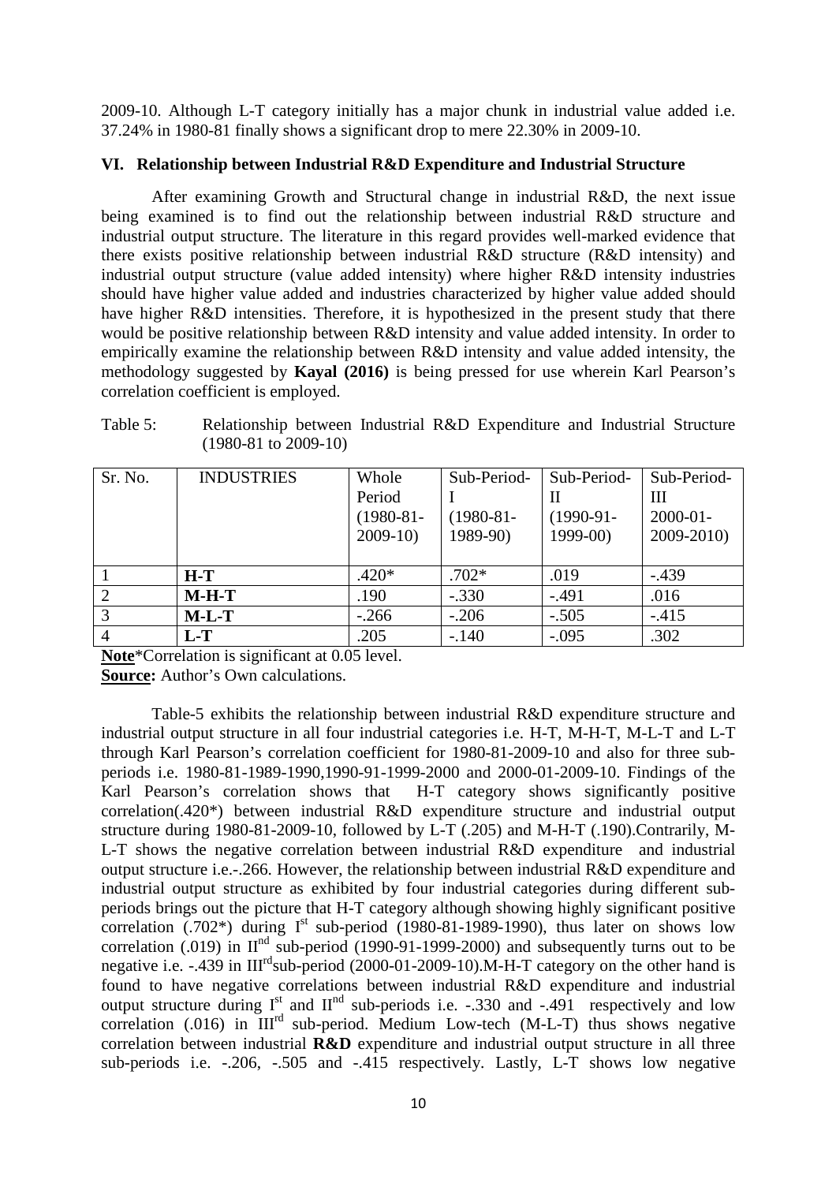2009-10. Although L-T category initially has a major chunk in industrial value added i.e. 37.24% in 1980-81 finally shows a significant drop to mere 22.30% in 2009-10.

## VI. Relationship between Industrial R&D Expenditure and Industrial Structure

After examining Growth and Structural change in industrial R&D, the next issue being examined is to find out the relationship between industrial R&D structure and industrial output structure. The literature in this regard provides well-marked evidence that there exists positive relationship between industrial R&D structure (R&D intensity) and industrial output structure (value added intensity) where higher R&D intensity industries should have higher value added and industries characterized by higher value added should have higher R&D intensities. Therefore, it is hypothesized in the present study that there would be positive relationship between R&D intensity and value added intensity. In order to empirically examine the relationship between R&D intensity and value added intensity, the methodology suggested by **Kayal (2016)** is being pressed for use wherein Karl Pearson's correlation coefficient is employed.

Table 5: Relationship between Industrial R&D Expenditure and Industrial Structure (1980-81 to 2009-10)

| Sr. No. | INDUSTRIES | Whole Period (1980-81-2009-10) | Sub-Period-I (1980-81-1989-90) | Sub-Period-II (1990-91-1999-00) | Sub-Period-III 2000-01-2009-2010) |
|---|---|---|---|---|---|
| 1 | **H-T** | .420* | .702* | .019 | -.439 |
| 2 | **M-H-T** | .190 | -.330 | -.491 | .016 |
| 3 | **M-L-T** | -.266 | -.206 | -.505 | -.415 |
| 4 | **L-T** | .205 | -.140 | -.095 | .302 |

**Note***Correlation is significant at 0.05 level.
**Source:** Author's Own calculations.

Table-5 exhibits the relationship between industrial R&D expenditure structure and industrial output structure in all four industrial categories i.e. H-T, M-H-T, M-L-T and L-T through Karl Pearson's correlation coefficient for 1980-81-2009-10 and also for three sub-periods i.e. 1980-81-1989-1990,1990-91-1999-2000 and 2000-01-2009-10. Findings of the Karl Pearson's correlation shows that H-T category shows significantly positive correlation(.420*) between industrial R&D expenditure structure and industrial output structure during 1980-81-2009-10, followed by L-T (.205) and M-H-T (.190).Contrarily, M-L-T shows the negative correlation between industrial R&D expenditure and industrial output structure i.e.-.266. However, the relationship between industrial R&D expenditure and industrial output structure as exhibited by four industrial categories during different sub-periods brings out the picture that H-T category although showing highly significant positive correlation (.702*) during I[st] sub-period (1980-81-1989-1990), thus later on shows low correlation (.019) in II[nd] sub-period (1990-91-1999-2000) and subsequently turns out to be negative i.e. -.439 in III[rd]sub-period (2000-01-2009-10).M-H-T category on the other hand is found to have negative correlations between industrial R&D expenditure and industrial output structure during I[st] and II[nd] sub-periods i.e. -.330 and -.491 respectively and low correlation (.016) in III[rd] sub-period. Medium Low-tech (M-L-T) thus shows negative correlation between industrial **R&D** expenditure and industrial output structure in all three sub-periods i.e. -.206, -.505 and -.415 respectively. Lastly, L-T shows low negative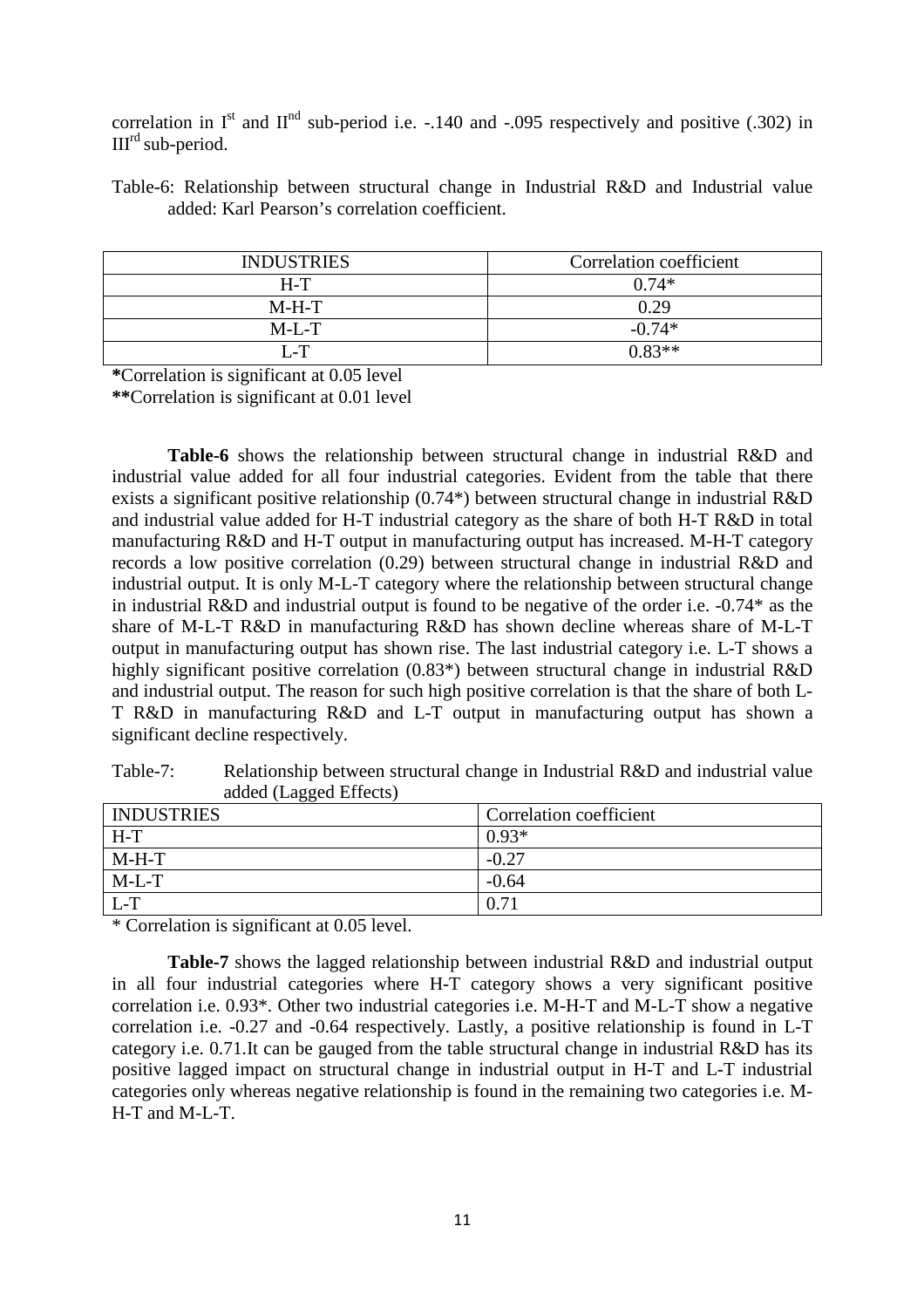correlation in I[st] and II[nd] sub-period i.e. -.140 and -.095 respectively and positive (.302) in III[rd] sub-period.

Table-6: Relationship between structural change in Industrial R&D and Industrial value added: Karl Pearson's correlation coefficient.

| INDUSTRIES | Correlation coefficient |
|---|---|
| H-T | 0.74* |
| M-H-T | 0.29 |
| M-L-T | -0.74* |
| L-T | 0.83** |

**\***Correlation is significant at 0.05 level
**\*\***Correlation is significant at 0.01 level

**Table-6** shows the relationship between structural change in industrial R&D and industrial value added for all four industrial categories. Evident from the table that there exists a significant positive relationship (0.74*) between structural change in industrial R&D and industrial value added for H-T industrial category as the share of both H-T R&D in total manufacturing R&D and H-T output in manufacturing output has increased. M-H-T category records a low positive correlation (0.29) between structural change in industrial R&D and industrial output. It is only M-L-T category where the relationship between structural change in industrial R&D and industrial output is found to be negative of the order i.e. -0.74* as the share of M-L-T R&D in manufacturing R&D has shown decline whereas share of M-L-T output in manufacturing output has shown rise. The last industrial category i.e. L-T shows a highly significant positive correlation (0.83*) between structural change in industrial R&D and industrial output. The reason for such high positive correlation is that the share of both L-T R&D in manufacturing R&D and L-T output in manufacturing output has shown a significant decline respectively.

Table-7: Relationship between structural change in Industrial R&D and industrial value added (Lagged Effects)

| INDUSTRIES | Correlation coefficient |
|---|---|
| H-T | 0.93* |
| M-H-T | -0.27 |
| M-L-T | -0.64 |
| L-T | 0.71 |

\* Correlation is significant at 0.05 level.

**Table-7** shows the lagged relationship between industrial R&D and industrial output in all four industrial categories where H-T category shows a very significant positive correlation i.e. 0.93*. Other two industrial categories i.e. M-H-T and M-L-T show a negative correlation i.e. -0.27 and -0.64 respectively. Lastly, a positive relationship is found in L-T category i.e. 0.71.It can be gauged from the table structural change in industrial R&D has its positive lagged impact on structural change in industrial output in H-T and L-T industrial categories only whereas negative relationship is found in the remaining two categories i.e. M-H-T and M-L-T.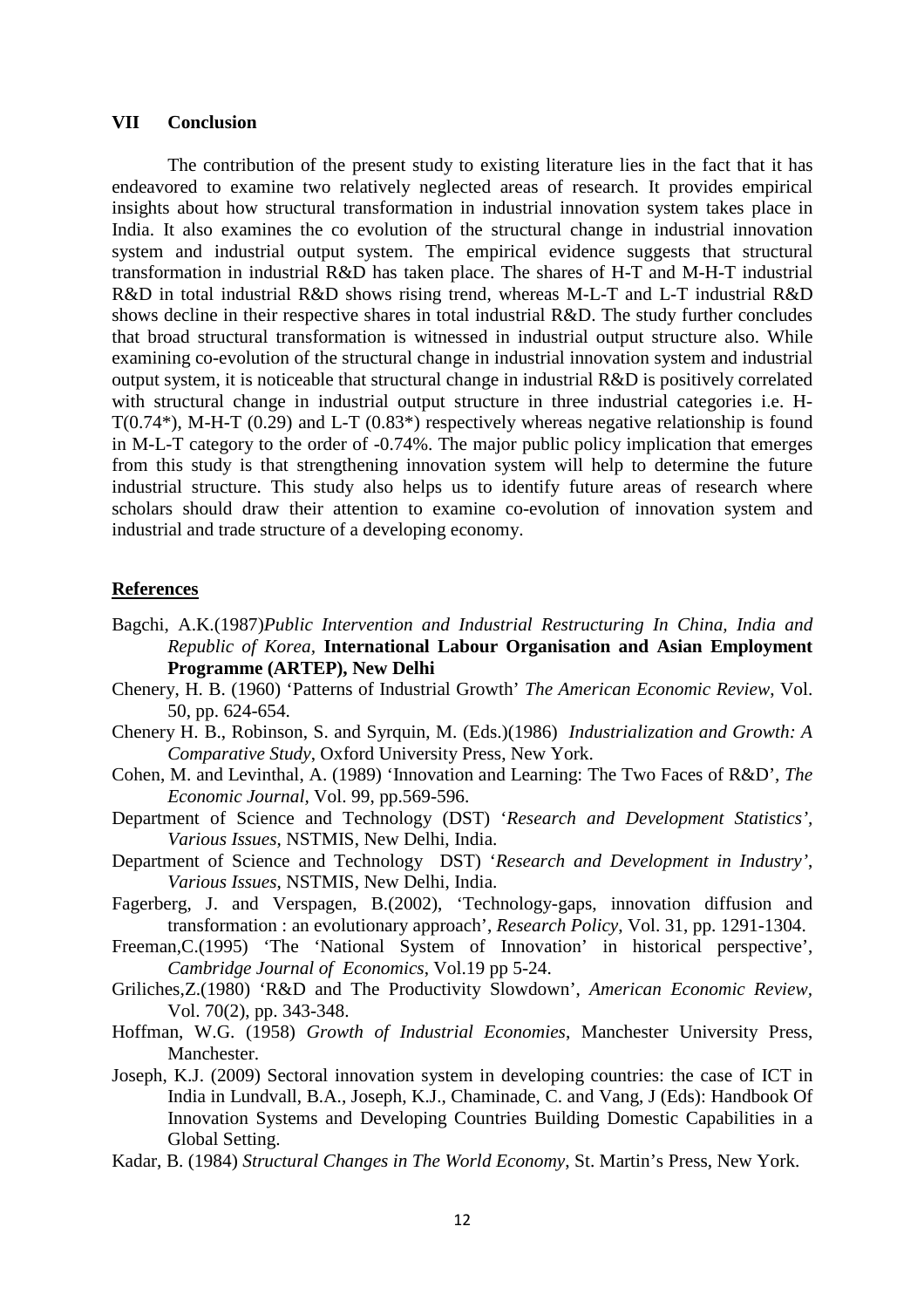## VII Conclusion

The contribution of the present study to existing literature lies in the fact that it has endeavored to examine two relatively neglected areas of research. It provides empirical insights about how structural transformation in industrial innovation system takes place in India. It also examines the co evolution of the structural change in industrial innovation system and industrial output system. The empirical evidence suggests that structural transformation in industrial R&D has taken place. The shares of H-T and M-H-T industrial R&D in total industrial R&D shows rising trend, whereas M-L-T and L-T industrial R&D shows decline in their respective shares in total industrial R&D. The study further concludes that broad structural transformation is witnessed in industrial output structure also. While examining co-evolution of the structural change in industrial innovation system and industrial output system, it is noticeable that structural change in industrial R&D is positively correlated with structural change in industrial output structure in three industrial categories i.e. H-T(0.74*), M-H-T (0.29) and L-T (0.83*) respectively whereas negative relationship is found in M-L-T category to the order of -0.74%. The major public policy implication that emerges from this study is that strengthening innovation system will help to determine the future industrial structure. This study also helps us to identify future areas of research where scholars should draw their attention to examine co-evolution of innovation system and industrial and trade structure of a developing economy.

## References

Bagchi, A.K.(1987)*Public Intervention and Industrial Restructuring In China, India and Republic of Korea,* **International Labour Organisation and Asian Employment Programme (ARTEP), New Delhi**

Chenery, H. B. (1960) 'Patterns of Industrial Growth' *The American Economic Review*, Vol. 50, pp. 624-654.

Chenery H. B., Robinson, S. and Syrquin, M. (Eds.)(1986) *Industrialization and Growth: A Comparative Study*, Oxford University Press, New York.

Cohen, M. and Levinthal, A. (1989) 'Innovation and Learning: The Two Faces of R&D', *The Economic Journal*, Vol. 99, pp.569-596.

Department of Science and Technology (DST) '*Research and Development Statistics*', *Various Issues*, NSTMIS, New Delhi, India.

Department of Science and Technology DST) '*Research and Development in Industry*', *Various Issues*, NSTMIS, New Delhi, India.

Fagerberg, J. and Verspagen, B.(2002), 'Technology-gaps, innovation diffusion and transformation : an evolutionary approach', *Research Policy*, Vol. 31, pp. 1291-1304.

Freeman,C.(1995) 'The 'National System of Innovation' in historical perspective', *Cambridge Journal of Economics*, Vol.19 pp 5-24.

Griliches,Z.(1980) 'R&D and The Productivity Slowdown', *American Economic Review*, Vol. 70(2), pp. 343-348.

Hoffman, W.G. (1958) *Growth of Industrial Economies*, Manchester University Press, Manchester.

Joseph, K.J. (2009) Sectoral innovation system in developing countries: the case of ICT in India in Lundvall, B.A., Joseph, K.J., Chaminade, C. and Vang, J (Eds): Handbook Of Innovation Systems and Developing Countries Building Domestic Capabilities in a Global Setting.

Kadar, B. (1984) *Structural Changes in The World Economy*, St. Martin's Press, New York.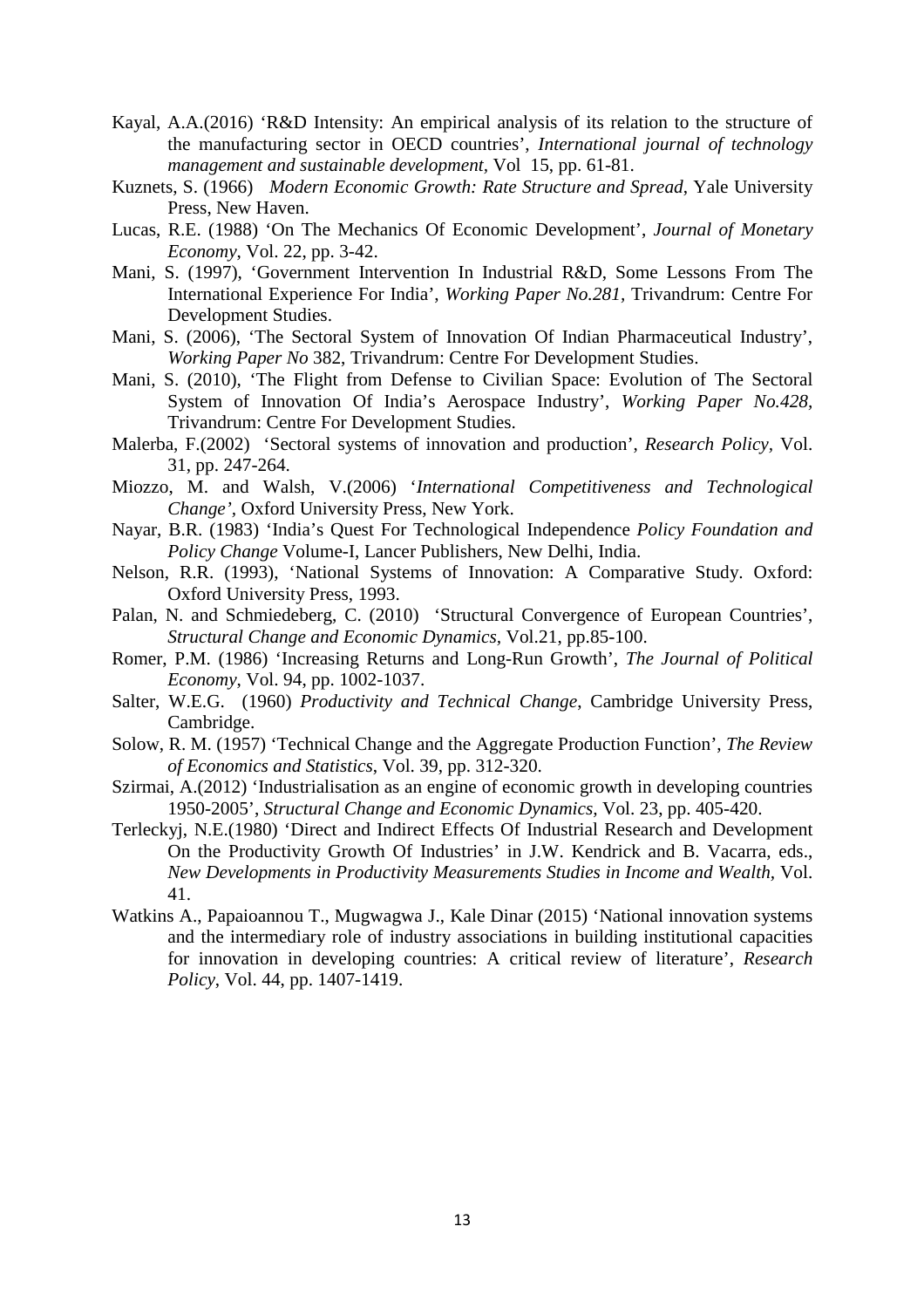Kayal, A.A.(2016) 'R&D Intensity: An empirical analysis of its relation to the structure of the manufacturing sector in OECD countries', *International journal of technology management and sustainable development*, Vol 15, pp. 61-81.

Kuznets, S. (1966) *Modern Economic Growth: Rate Structure and Spread*, Yale University Press, New Haven.

Lucas, R.E. (1988) 'On The Mechanics Of Economic Development', *Journal of Monetary Economy*, Vol. 22, pp. 3-42.

Mani, S. (1997), 'Government Intervention In Industrial R&D, Some Lessons From The International Experience For India', *Working Paper No.281*, Trivandrum: Centre For Development Studies.

Mani, S. (2006), 'The Sectoral System of Innovation Of Indian Pharmaceutical Industry', *Working Paper No* 382, Trivandrum: Centre For Development Studies.

Mani, S. (2010), 'The Flight from Defense to Civilian Space: Evolution of The Sectoral System of Innovation Of India's Aerospace Industry', *Working Paper No.428*, Trivandrum: Centre For Development Studies.

Malerba, F.(2002) 'Sectoral systems of innovation and production', *Research Policy*, Vol. 31, pp. 247-264.

Miozzo, M. and Walsh, V.(2006) '*International Competitiveness and Technological Change'*, Oxford University Press, New York.

Nayar, B.R. (1983) 'India's Quest For Technological Independence *Policy Foundation and Policy Change* Volume-I, Lancer Publishers, New Delhi, India.

Nelson, R.R. (1993), 'National Systems of Innovation: A Comparative Study. Oxford: Oxford University Press, 1993.

Palan, N. and Schmiedeberg, C. (2010) 'Structural Convergence of European Countries', *Structural Change and Economic Dynamics*, Vol.21, pp.85-100.

Romer, P.M. (1986) 'Increasing Returns and Long-Run Growth', *The Journal of Political Economy*, Vol. 94, pp. 1002-1037.

Salter, W.E.G. (1960) *Productivity and Technical Change*, Cambridge University Press, Cambridge.

Solow, R. M. (1957) 'Technical Change and the Aggregate Production Function', *The Review of Economics and Statistics*, Vol. 39, pp. 312-320.

Szirmai, A.(2012) 'Industrialisation as an engine of economic growth in developing countries 1950-2005', *Structural Change and Economic Dynamics*, Vol. 23, pp. 405-420.

Terleckyj, N.E.(1980) 'Direct and Indirect Effects Of Industrial Research and Development On the Productivity Growth Of Industries' in J.W. Kendrick and B. Vacarra, eds., *New Developments in Productivity Measurements Studies in Income and Wealth*, Vol. 41.

Watkins A., Papaioannou T., Mugwagwa J., Kale Dinar (2015) 'National innovation systems and the intermediary role of industry associations in building institutional capacities for innovation in developing countries: A critical review of literature', *Research Policy*, Vol. 44, pp. 1407-1419.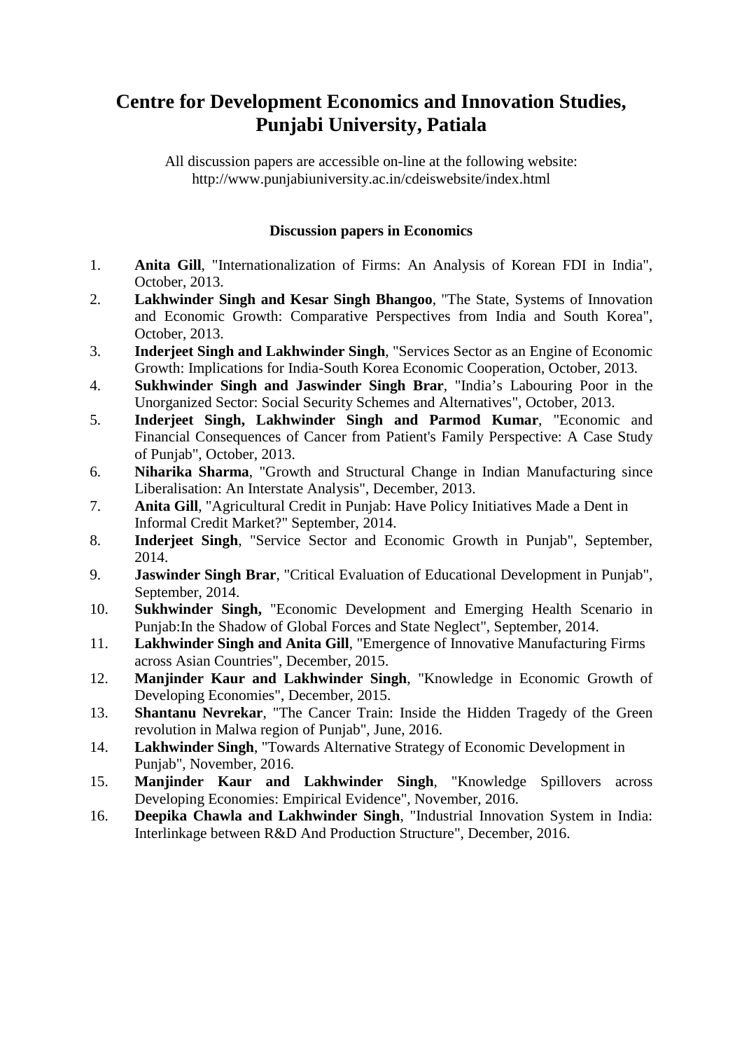# Centre for Development Economics and Innovation Studies, Punjabi University, Patiala

All discussion papers are accessible on-line at the following website:
http://www.punjabiuniversity.ac.in/cdeiswebsite/index.html

### Discussion papers in Economics

1. **Anita Gill**, "Internationalization of Firms: An Analysis of Korean FDI in India", October, 2013.
2. **Lakhwinder Singh and Kesar Singh Bhangoo**, "The State, Systems of Innovation and Economic Growth: Comparative Perspectives from India and South Korea", October, 2013.
3. **Inderjeet Singh and Lakhwinder Singh**, "Services Sector as an Engine of Economic Growth: Implications for India-South Korea Economic Cooperation, October, 2013.
4. **Sukhwinder Singh and Jaswinder Singh Brar**, "India's Labouring Poor in the Unorganized Sector: Social Security Schemes and Alternatives", October, 2013.
5. **Inderjeet Singh, Lakhwinder Singh and Parmod Kumar**, "Economic and Financial Consequences of Cancer from Patient's Family Perspective: A Case Study of Punjab", October, 2013.
6. **Niharika Sharma**, "Growth and Structural Change in Indian Manufacturing since Liberalisation: An Interstate Analysis", December, 2013.
7. **Anita Gill**, "Agricultural Credit in Punjab: Have Policy Initiatives Made a Dent in Informal Credit Market?" September, 2014.
8. **Inderjeet Singh**, "Service Sector and Economic Growth in Punjab", September, 2014.
9. **Jaswinder Singh Brar**, "Critical Evaluation of Educational Development in Punjab", September, 2014.
10. **Sukhwinder Singh,** "Economic Development and Emerging Health Scenario in Punjab:In the Shadow of Global Forces and State Neglect", September, 2014.
11. **Lakhwinder Singh and Anita Gill**, "Emergence of Innovative Manufacturing Firms across Asian Countries", December, 2015.
12. **Manjinder Kaur and Lakhwinder Singh**, "Knowledge in Economic Growth of Developing Economies", December, 2015.
13. **Shantanu Nevrekar**, "The Cancer Train: Inside the Hidden Tragedy of the Green revolution in Malwa region of Punjab", June, 2016.
14. **Lakhwinder Singh**, "Towards Alternative Strategy of Economic Development in Punjab", November, 2016.
15. **Manjinder Kaur and Lakhwinder Singh**, "Knowledge Spillovers across Developing Economies: Empirical Evidence", November, 2016.
16. **Deepika Chawla and Lakhwinder Singh**, "Industrial Innovation System in India: Interlinkage between R&D And Production Structure", December, 2016.